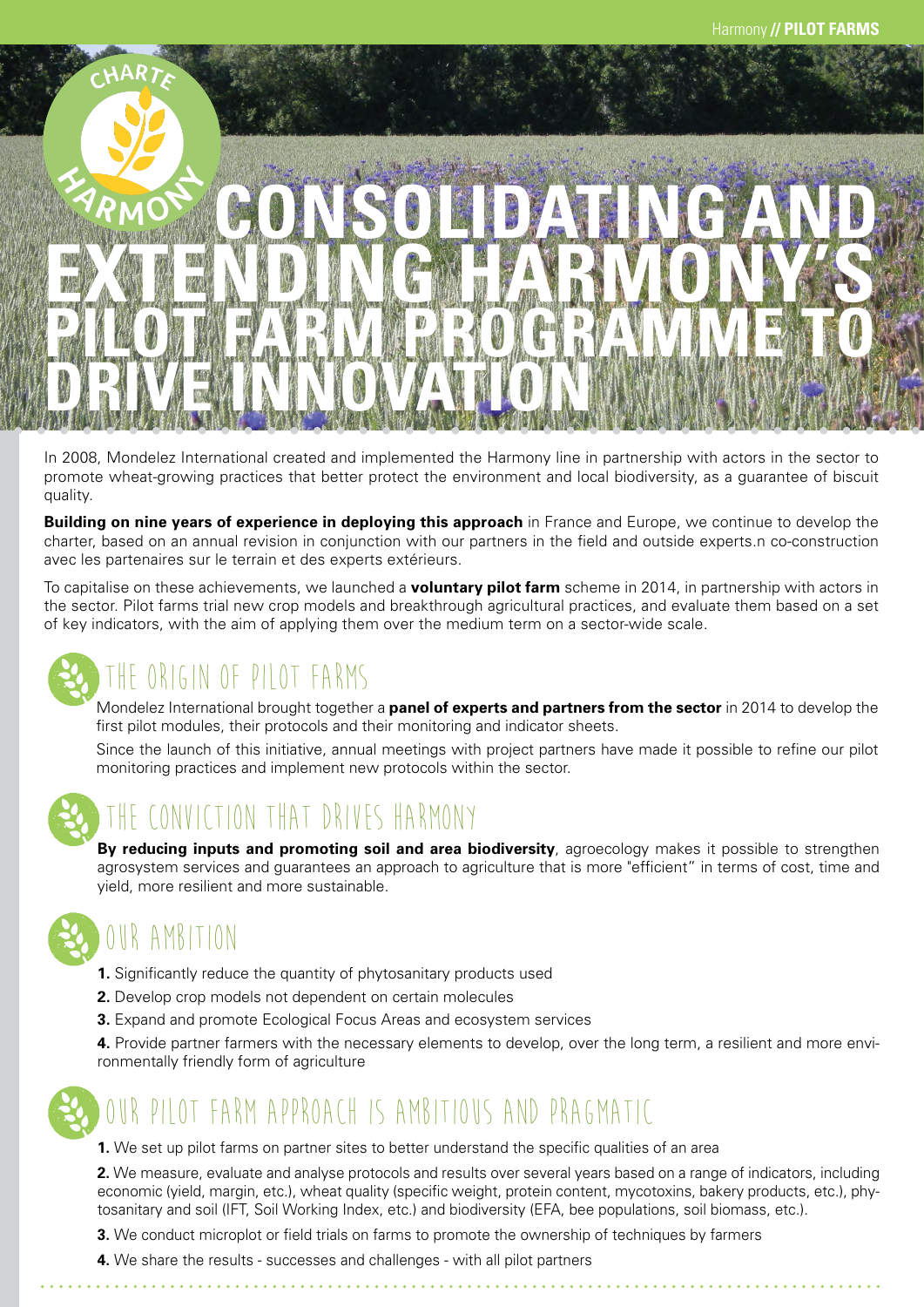# CONSOLIDATING AND EXTENDING HARMONY'S PILOT FARM PROGRAMME TO DRIVE INNOVATION

In 2008, Mondelez International created and implemented the Harmony line in partnership with actors in the sector to promote wheat-growing practices that better protect the environment and local biodiversity, as a guarantee of biscuit quality.

**Building on nine years of experience in deploying this approach** in France and Europe, we continue to develop the charter, based on an annual revision in conjunction with our partners in the field and outside experts.n co-construction avec les partenaires sur le terrain et des experts extérieurs.

To capitalise on these achievements, we launched a **voluntary pilot farm** scheme in 2014, in partnership with actors in the sector. Pilot farms trial new crop models and breakthrough agricultural practices, and evaluate them based on a set of key indicators, with the aim of applying them over the medium term on a sector-wide scale.

## THE ORIGIN OF PILOT FARMS

Mondelez International brought together a **panel of experts and partners from the sector** in 2014 to develop the first pilot modules, their protocols and their monitoring and indicator sheets.

Since the launch of this initiative, annual meetings with project partners have made it possible to refine our pilot monitoring practices and implement new protocols within the sector.

## THE CONVICTION THAT DRIVES HARMONY

**By reducing inputs and promoting soil and area biodiversity**, agroecology makes it possible to strengthen agrosystem services and guarantees an approach to agriculture that is more "efficient" in terms of cost, time and yield, more resilient and more sustainable.

## OUR AMBITION

**1.** Significantly reduce the quantity of phytosanitary products used

**2.** Develop crop models not dependent on certain molecules

**3.** Expand and promote Ecological Focus Areas and ecosystem services

**4.** Provide partner farmers with the necessary elements to develop, over the long term, a resilient and more environmentally friendly form of agriculture

## OUR PILOT FARM APPROACH IS AMBITIOUS AND PRAGMATIC

**1.** We set up pilot farms on partner sites to better understand the specific qualities of an area

**2.** We measure, evaluate and analyse protocols and results over several years based on a range of indicators, including economic (yield, margin, etc.), wheat quality (specific weight, protein content, mycotoxins, bakery products, etc.), phytosanitary and soil (IFT, Soil Working Index, etc.) and biodiversity (EFA, bee populations, soil biomass, etc.).

**3.** We conduct microplot or field trials on farms to promote the ownership of techniques by farmers

**4.** We share the results - successes and challenges - with all pilot partners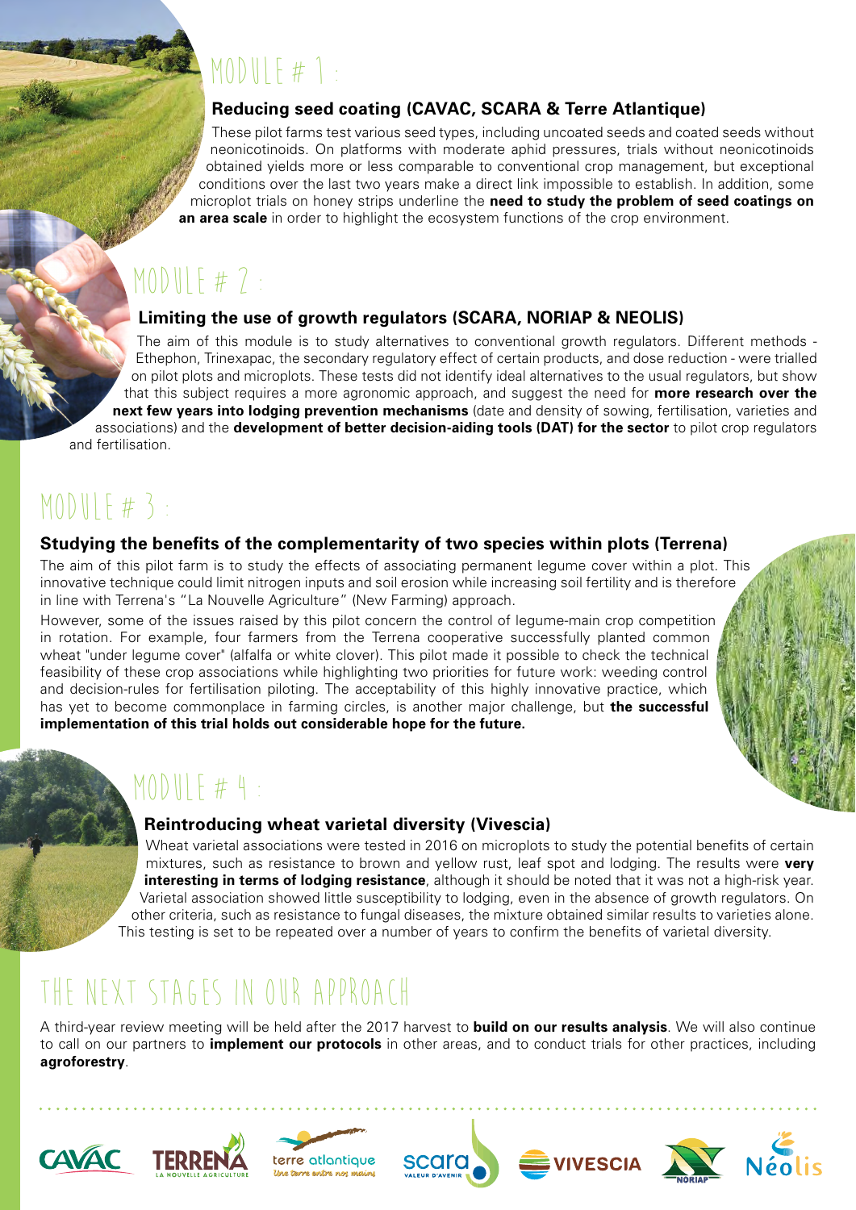## MODULE # 1 :

### Reducing seed coating (CAVAC, SCARA & Terre Atlantique)

These pilot farms test various seed types, including uncoated seeds and coated seeds without neonicotinoids. On platforms with moderate aphid pressures, trials without neonicotinoids obtained yields more or less comparable to conventional crop management, but exceptional conditions over the last two years make a direct link impossible to establish. In addition, some microplot trials on honey strips underline the **need to study the problem of seed coatings on an area scale** in order to highlight the ecosystem functions of the crop environment.

## MODULE # 2 :

### Limiting the use of growth regulators (SCARA, NORIAP & NEOLIS)

The aim of this module is to study alternatives to conventional growth regulators. Different methods - Ethephon, Trinexapac, the secondary regulatory effect of certain products, and dose reduction - were trialled on pilot plots and microplots. These tests did not identify ideal alternatives to the usual regulators, but show that this subject requires a more agronomic approach, and suggest the need for **more research over the next few years into lodging prevention mechanisms** (date and density of sowing, fertilisation, varieties and associations) and the **development of better decision-aiding tools (DAT) for the sector** to pilot crop regulators and fertilisation.

## MODULE # 3 :

### Studying the benefits of the complementarity of two species within plots (Terrena)

The aim of this pilot farm is to study the effects of associating permanent legume cover within a plot. This innovative technique could limit nitrogen inputs and soil erosion while increasing soil fertility and is therefore in line with Terrena's "La Nouvelle Agriculture" (New Farming) approach.

However, some of the issues raised by this pilot concern the control of legume-main crop competition in rotation. For example, four farmers from the Terrena cooperative successfully planted common wheat "under legume cover" (alfalfa or white clover). This pilot made it possible to check the technical feasibility of these crop associations while highlighting two priorities for future work: weeding control and decision-rules for fertilisation piloting. The acceptability of this highly innovative practice, which has yet to become commonplace in farming circles, is another major challenge, but **the successful implementation of this trial holds out considerable hope for the future.**

## MODULE # 4 :

### Reintroducing wheat varietal diversity (Vivescia)

Wheat varietal associations were tested in 2016 on microplots to study the potential benefits of certain mixtures, such as resistance to brown and yellow rust, leaf spot and lodging. The results were **very interesting in terms of lodging resistance**, although it should be noted that it was not a high-risk year. Varietal association showed little susceptibility to lodging, even in the absence of growth regulators. On other criteria, such as resistance to fungal diseases, the mixture obtained similar results to varieties alone. This testing is set to be repeated over a number of years to confirm the benefits of varietal diversity.

## THE NEXT STAGES IN OUR APPROACH

A third-year review meeting will be held after the 2017 harvest to **build on our results analysis**. We will also continue to call on our partners to **implement our protocols** in other areas, and to conduct trials for other practices, including **agroforestry**.

CAVAC · TERRENA LA NOUVELLE AGRICULTURE · terre atlantique *Une terre entre nos mains* · scara VALEUR D'AVENIR · VIVESCIA · NORIAP · Néolis